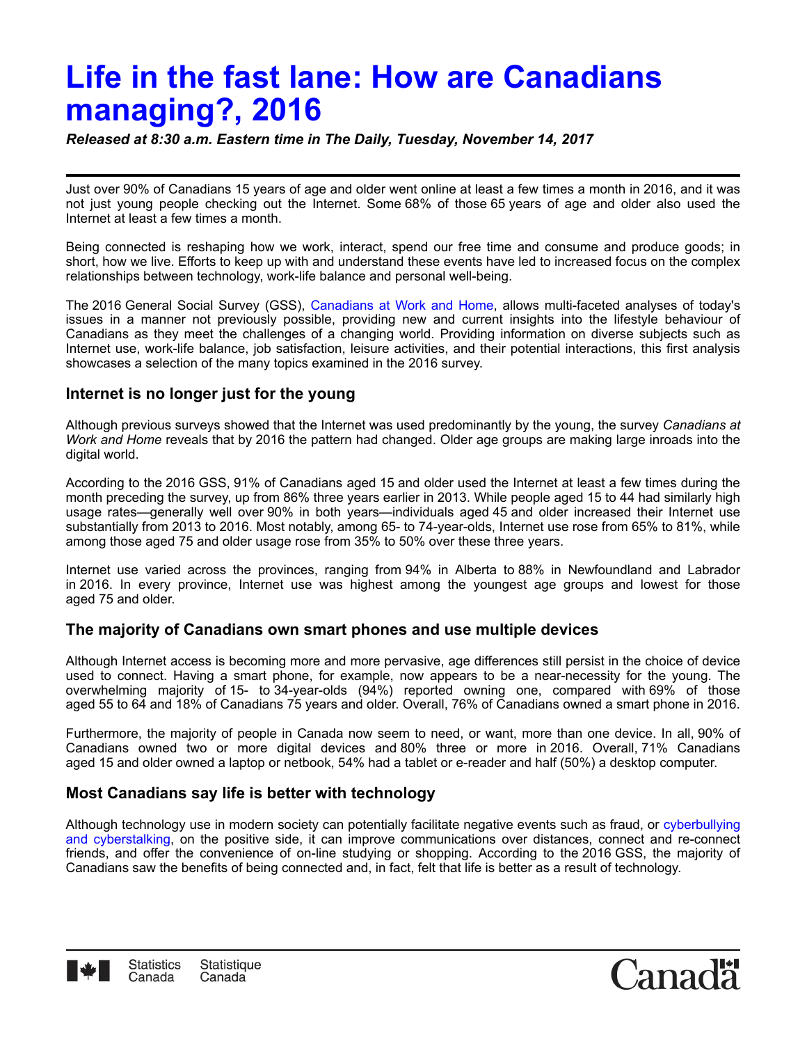# Life in the fast lane: How are Canadians managing?, 2016

***Released at 8:30 a.m. Eastern time in The Daily, Tuesday, November 14, 2017***

Just over 90% of Canadians 15 years of age and older went online at least a few times a month in 2016, and it was not just young people checking out the Internet. Some 68% of those 65 years of age and older also used the Internet at least a few times a month.

Being connected is reshaping how we work, interact, spend our free time and consume and produce goods; in short, how we live. Efforts to keep up with and understand these events have led to increased focus on the complex relationships between technology, work-life balance and personal well-being.

The 2016 General Social Survey (GSS), Canadians at Work and Home, allows multi-faceted analyses of today's issues in a manner not previously possible, providing new and current insights into the lifestyle behaviour of Canadians as they meet the challenges of a changing world. Providing information on diverse subjects such as Internet use, work-life balance, job satisfaction, leisure activities, and their potential interactions, this first analysis showcases a selection of the many topics examined in the 2016 survey.

## Internet is no longer just for the young

Although previous surveys showed that the Internet was used predominantly by the young, the survey *Canadians at Work and Home* reveals that by 2016 the pattern had changed. Older age groups are making large inroads into the digital world.

According to the 2016 GSS, 91% of Canadians aged 15 and older used the Internet at least a few times during the month preceding the survey, up from 86% three years earlier in 2013. While people aged 15 to 44 had similarly high usage rates—generally well over 90% in both years—individuals aged 45 and older increased their Internet use substantially from 2013 to 2016. Most notably, among 65- to 74-year-olds, Internet use rose from 65% to 81%, while among those aged 75 and older usage rose from 35% to 50% over these three years.

Internet use varied across the provinces, ranging from 94% in Alberta to 88% in Newfoundland and Labrador in 2016. In every province, Internet use was highest among the youngest age groups and lowest for those aged 75 and older.

## The majority of Canadians own smart phones and use multiple devices

Although Internet access is becoming more and more pervasive, age differences still persist in the choice of device used to connect. Having a smart phone, for example, now appears to be a near-necessity for the young. The overwhelming majority of 15- to 34-year-olds (94%) reported owning one, compared with 69% of those aged 55 to 64 and 18% of Canadians 75 years and older. Overall, 76% of Canadians owned a smart phone in 2016.

Furthermore, the majority of people in Canada now seem to need, or want, more than one device. In all, 90% of Canadians owned two or more digital devices and 80% three or more in 2016. Overall, 71% Canadians aged 15 and older owned a laptop or netbook, 54% had a tablet or e-reader and half (50%) a desktop computer.

## Most Canadians say life is better with technology

Although technology use in modern society can potentially facilitate negative events such as fraud, or cyberbullying and cyberstalking, on the positive side, it can improve communications over distances, connect and re-connect friends, and offer the convenience of on-line studying or shopping. According to the 2016 GSS, the majority of Canadians saw the benefits of being connected and, in fact, felt that life is better as a result of technology.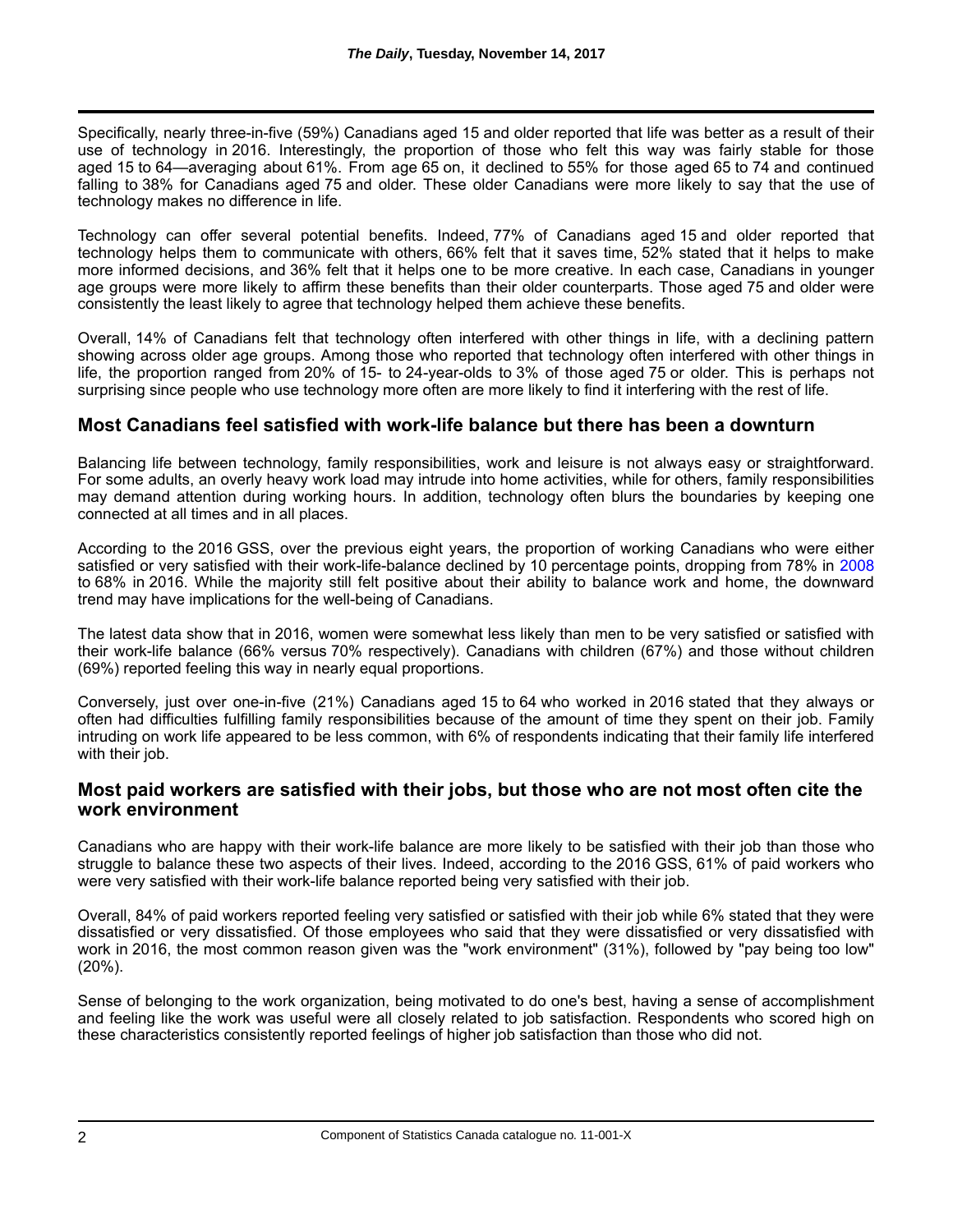Specifically, nearly three-in-five (59%) Canadians aged 15 and older reported that life was better as a result of their use of technology in 2016. Interestingly, the proportion of those who felt this way was fairly stable for those aged 15 to 64—averaging about 61%. From age 65 on, it declined to 55% for those aged 65 to 74 and continued falling to 38% for Canadians aged 75 and older. These older Canadians were more likely to say that the use of technology makes no difference in life.

Technology can offer several potential benefits. Indeed, 77% of Canadians aged 15 and older reported that technology helps them to communicate with others, 66% felt that it saves time, 52% stated that it helps to make more informed decisions, and 36% felt that it helps one to be more creative. In each case, Canadians in younger age groups were more likely to affirm these benefits than their older counterparts. Those aged 75 and older were consistently the least likely to agree that technology helped them achieve these benefits.

Overall, 14% of Canadians felt that technology often interfered with other things in life, with a declining pattern showing across older age groups. Among those who reported that technology often interfered with other things in life, the proportion ranged from 20% of 15- to 24-year-olds to 3% of those aged 75 or older. This is perhaps not surprising since people who use technology more often are more likely to find it interfering with the rest of life.

## Most Canadians feel satisfied with work-life balance but there has been a downturn

Balancing life between technology, family responsibilities, work and leisure is not always easy or straightforward. For some adults, an overly heavy work load may intrude into home activities, while for others, family responsibilities may demand attention during working hours. In addition, technology often blurs the boundaries by keeping one connected at all times and in all places.

According to the 2016 GSS, over the previous eight years, the proportion of working Canadians who were either satisfied or very satisfied with their work-life-balance declined by 10 percentage points, dropping from 78% in 2008 to 68% in 2016. While the majority still felt positive about their ability to balance work and home, the downward trend may have implications for the well-being of Canadians.

The latest data show that in 2016, women were somewhat less likely than men to be very satisfied or satisfied with their work-life balance (66% versus 70% respectively). Canadians with children (67%) and those without children (69%) reported feeling this way in nearly equal proportions.

Conversely, just over one-in-five (21%) Canadians aged 15 to 64 who worked in 2016 stated that they always or often had difficulties fulfilling family responsibilities because of the amount of time they spent on their job. Family intruding on work life appeared to be less common, with 6% of respondents indicating that their family life interfered with their job.

## Most paid workers are satisfied with their jobs, but those who are not most often cite the work environment

Canadians who are happy with their work-life balance are more likely to be satisfied with their job than those who struggle to balance these two aspects of their lives. Indeed, according to the 2016 GSS, 61% of paid workers who were very satisfied with their work-life balance reported being very satisfied with their job.

Overall, 84% of paid workers reported feeling very satisfied or satisfied with their job while 6% stated that they were dissatisfied or very dissatisfied. Of those employees who said that they were dissatisfied or very dissatisfied with work in 2016, the most common reason given was the "work environment" (31%), followed by "pay being too low" (20%).

Sense of belonging to the work organization, being motivated to do one's best, having a sense of accomplishment and feeling like the work was useful were all closely related to job satisfaction. Respondents who scored high on these characteristics consistently reported feelings of higher job satisfaction than those who did not.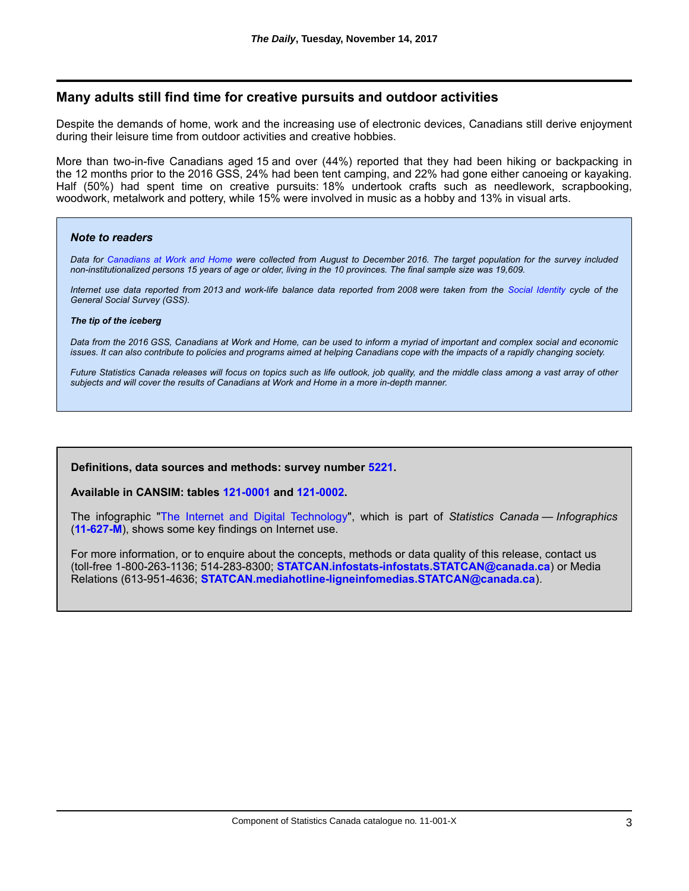## Many adults still find time for creative pursuits and outdoor activities

Despite the demands of home, work and the increasing use of electronic devices, Canadians still derive enjoyment during their leisure time from outdoor activities and creative hobbies.

More than two-in-five Canadians aged 15 and over (44%) reported that they had been hiking or backpacking in the 12 months prior to the 2016 GSS, 24% had been tent camping, and 22% had gone either canoeing or kayaking. Half (50%) had spent time on creative pursuits: 18% undertook crafts such as needlework, scrapbooking, woodwork, metalwork and pottery, while 15% were involved in music as a hobby and 13% in visual arts.

### *Note to readers*

*Data for Canadians at Work and Home were collected from August to December 2016. The target population for the survey included non-institutionalized persons 15 years of age or older, living in the 10 provinces. The final sample size was 19,609.*

*Internet use data reported from 2013 and work-life balance data reported from 2008 were taken from the Social Identity cycle of the General Social Survey (GSS).*

***The tip of the iceberg***

*Data from the 2016 GSS, Canadians at Work and Home, can be used to inform a myriad of important and complex social and economic issues. It can also contribute to policies and programs aimed at helping Canadians cope with the impacts of a rapidly changing society.*

*Future Statistics Canada releases will focus on topics such as life outlook, job quality, and the middle class among a vast array of other subjects and will cover the results of Canadians at Work and Home in a more in-depth manner.*

**Definitions, data sources and methods: survey number 5221.**

**Available in CANSIM: tables 121-0001 and 121-0002.**

The infographic "The Internet and Digital Technology", which is part of *Statistics Canada — Infographics* (**11-627-M**), shows some key findings on Internet use.

For more information, or to enquire about the concepts, methods or data quality of this release, contact us (toll-free 1-800-263-1136; 514-283-8300; **STATCAN.infostats-infostats.STATCAN@canada.ca**) or Media Relations (613-951-4636; **STATCAN.mediahotline-ligneinfomedias.STATCAN@canada.ca**).